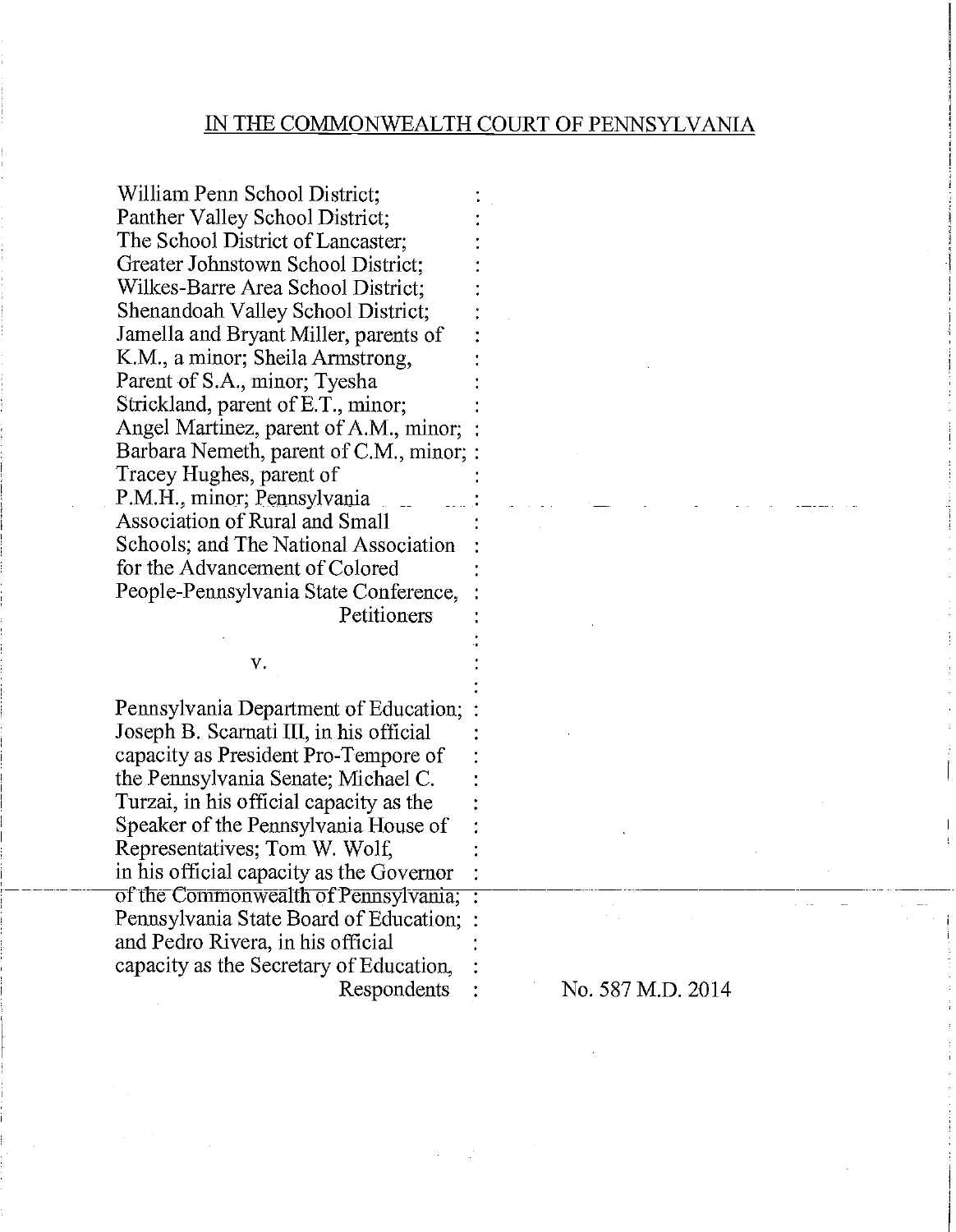## IN THE COMMONWEALTH COURT OF PENNSYLVANIA

William Penn School District;
Panther Valley School District;
The School District of Lancaster;
Greater Johnstown School District;
Wilkes-Barre Area School District;
Shenandoah Valley School District;
Jamella and Bryant Miller, parents of
K.M., a minor; Sheila Armstrong,
Parent of S.A., minor; Tyesha
Strickland, parent of E.T., minor;
Angel Martinez, parent of A.M., minor;
Barbara Nemeth, parent of C.M., minor;
Tracey Hughes, parent of
P.M.H., minor; Pennsylvania
Association of Rural and Small
Schools; and The National Association
for the Advancement of Colored
People-Pennsylvania State Conference,
Petitioners

v.

Pennsylvania Department of Education;
Joseph B. Scarnati III, in his official
capacity as President Pro-Tempore of
the Pennsylvania Senate; Michael C.
Turzai, in his official capacity as the
Speaker of the Pennsylvania House of
Representatives; Tom W. Wolf,
in his official capacity as the Governor
of the Commonwealth of Pennsylvania;
Pennsylvania State Board of Education;
and Pedro Rivera, in his official
capacity as the Secretary of Education,
Respondents

No. 587 M.D. 2014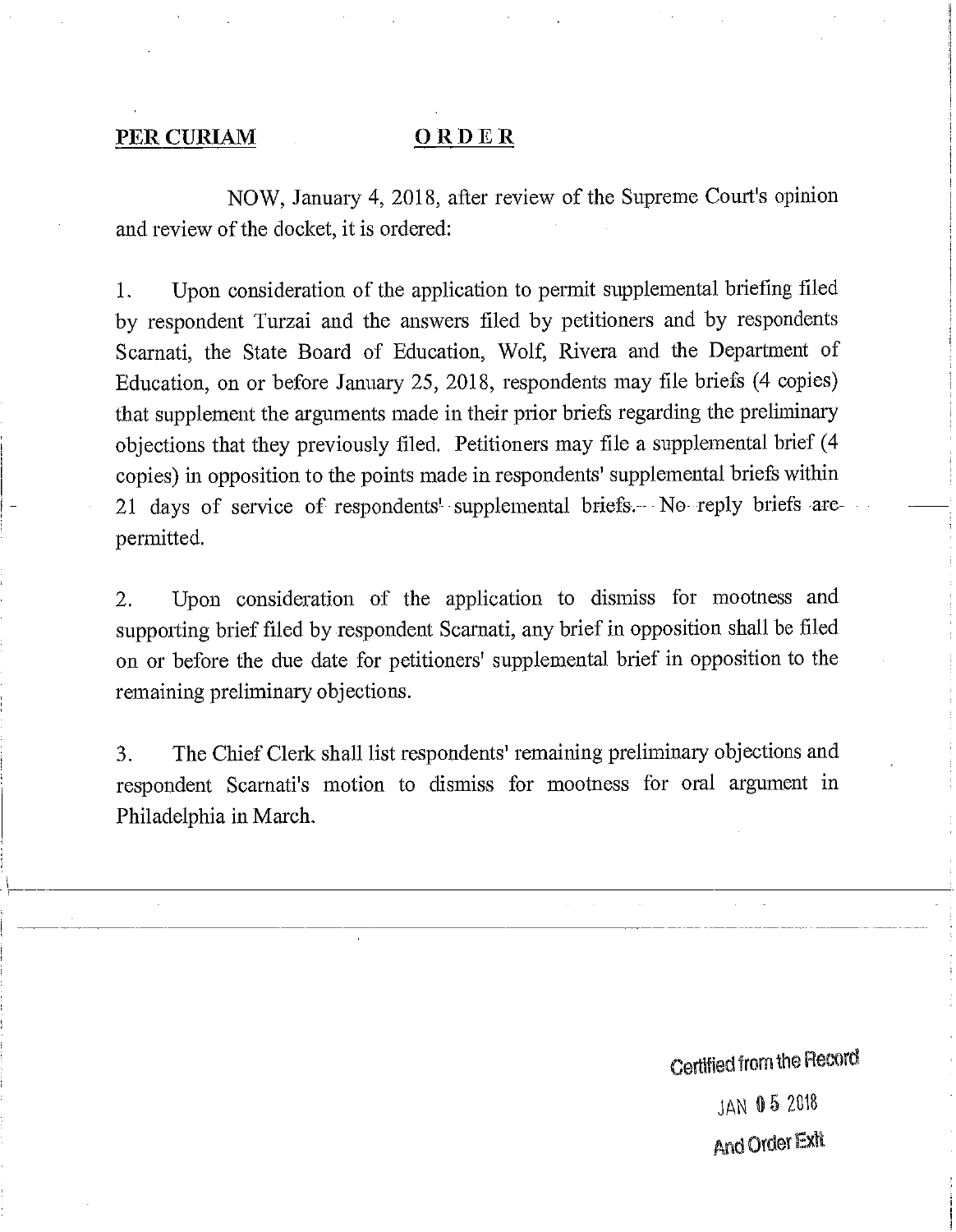**PER CURIAM** **O R D E R**

NOW, January 4, 2018, after review of the Supreme Court's opinion and review of the docket, it is ordered:

1. Upon consideration of the application to permit supplemental briefing filed by respondent Turzai and the answers filed by petitioners and by respondents Scarnati, the State Board of Education, Wolf, Rivera and the Department of Education, on or before January 25, 2018, respondents may file briefs (4 copies) that supplement the arguments made in their prior briefs regarding the preliminary objections that they previously filed. Petitioners may file a supplemental brief (4 copies) in opposition to the points made in respondents' supplemental briefs within 21 days of service of respondents' supplemental briefs. No reply briefs are permitted.

2. Upon consideration of the application to dismiss for mootness and supporting brief filed by respondent Scarnati, any brief in opposition shall be filed on or before the due date for petitioners' supplemental brief in opposition to the remaining preliminary objections.

3. The Chief Clerk shall list respondents' remaining preliminary objections and respondent Scarnati's motion to dismiss for mootness for oral argument in Philadelphia in March.

Certified from the Record

JAN 05 2018

And Order Exit